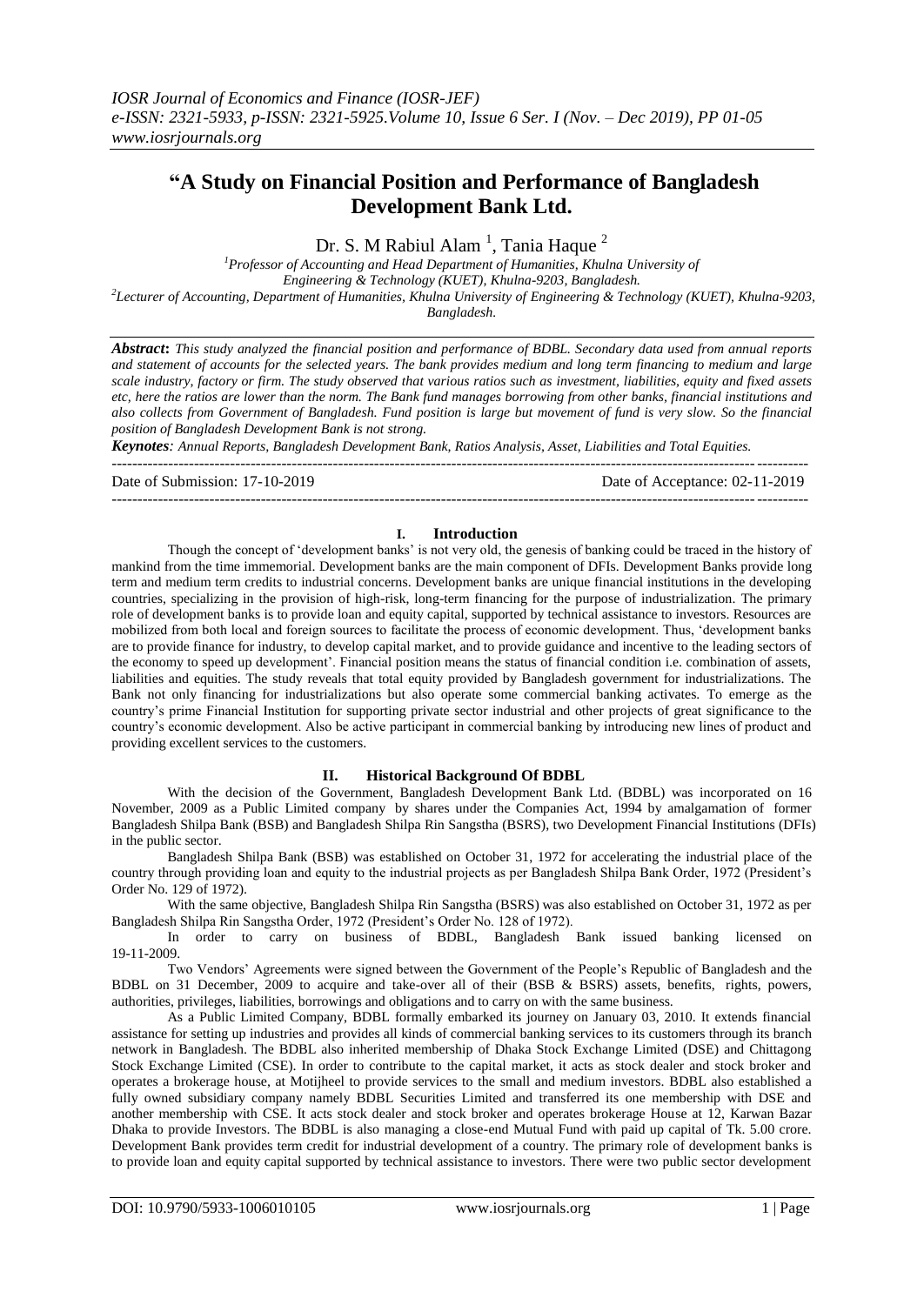# "A Study on Financial Position and Performance of Bangladesh Development Bank Ltd.

Dr. S. M Rabiul Alam [1], Tania Haque [2]

[1]Professor of Accounting and Head Department of Humanities, Khulna University of Engineering & Technology (KUET), Khulna-9203, Bangladesh.
[2]Lecturer of Accounting, Department of Humanities, Khulna University of Engineering & Technology (KUET), Khulna-9203, Bangladesh.

***Abstract*:** *This study analyzed the financial position and performance of BDBL. Secondary data used from annual reports and statement of accounts for the selected years. The bank provides medium and long term financing to medium and large scale industry, factory or firm. The study observed that various ratios such as investment, liabilities, equity and fixed assets etc, here the ratios are lower than the norm. The Bank fund manages borrowing from other banks, financial institutions and also collects from Government of Bangladesh. Fund position is large but movement of fund is very slow. So the financial position of Bangladesh Development Bank is not strong.*

***Keynotes*:** *Annual Reports, Bangladesh Development Bank, Ratios Analysis, Asset, Liabilities and Total Equities.*

Date of Submission: 17-10-2019 Date of Acceptance: 02-11-2019

## I. Introduction

Though the concept of 'development banks' is not very old, the genesis of banking could be traced in the history of mankind from the time immemorial. Development banks are the main component of DFIs. Development Banks provide long term and medium term credits to industrial concerns. Development banks are unique financial institutions in the developing countries, specializing in the provision of high-risk, long-term financing for the purpose of industrialization. The primary role of development banks is to provide loan and equity capital, supported by technical assistance to investors. Resources are mobilized from both local and foreign sources to facilitate the process of economic development. Thus, 'development banks are to provide finance for industry, to develop capital market, and to provide guidance and incentive to the leading sectors of the economy to speed up development'. Financial position means the status of financial condition i.e. combination of assets, liabilities and equities. The study reveals that total equity provided by Bangladesh government for industrializations. The Bank not only financing for industrializations but also operate some commercial banking activates. To emerge as the country's prime Financial Institution for supporting private sector industrial and other projects of great significance to the country's economic development. Also be active participant in commercial banking by introducing new lines of product and providing excellent services to the customers.

## II. Historical Background Of BDBL

With the decision of the Government, Bangladesh Development Bank Ltd. (BDBL) was incorporated on 16 November, 2009 as a Public Limited company by shares under the Companies Act, 1994 by amalgamation of former Bangladesh Shilpa Bank (BSB) and Bangladesh Shilpa Rin Sangstha (BSRS), two Development Financial Institutions (DFIs) in the public sector.

Bangladesh Shilpa Bank (BSB) was established on October 31, 1972 for accelerating the industrial place of the country through providing loan and equity to the industrial projects as per Bangladesh Shilpa Bank Order, 1972 (President's Order No. 129 of 1972).

With the same objective, Bangladesh Shilpa Rin Sangstha (BSRS) was also established on October 31, 1972 as per Bangladesh Shilpa Rin Sangstha Order, 1972 (President's Order No. 128 of 1972).

In order to carry on business of BDBL, Bangladesh Bank issued banking licensed on 19-11-2009.

Two Vendors' Agreements were signed between the Government of the People's Republic of Bangladesh and the BDBL on 31 December, 2009 to acquire and take-over all of their (BSB & BSRS) assets, benefits, rights, powers, authorities, privileges, liabilities, borrowings and obligations and to carry on with the same business.

As a Public Limited Company, BDBL formally embarked its journey on January 03, 2010. It extends financial assistance for setting up industries and provides all kinds of commercial banking services to its customers through its branch network in Bangladesh. The BDBL also inherited membership of Dhaka Stock Exchange Limited (DSE) and Chittagong Stock Exchange Limited (CSE). In order to contribute to the capital market, it acts as stock dealer and stock broker and operates a brokerage house, at Motijheel to provide services to the small and medium investors. BDBL also established a fully owned subsidiary company namely BDBL Securities Limited and transferred its one membership with DSE and another membership with CSE. It acts stock dealer and stock broker and operates brokerage House at 12, Karwan Bazar Dhaka to provide Investors. The BDBL is also managing a close-end Mutual Fund with paid up capital of Tk. 5.00 crore. Development Bank provides term credit for industrial development of a country. The primary role of development banks is to provide loan and equity capital supported by technical assistance to investors. There were two public sector development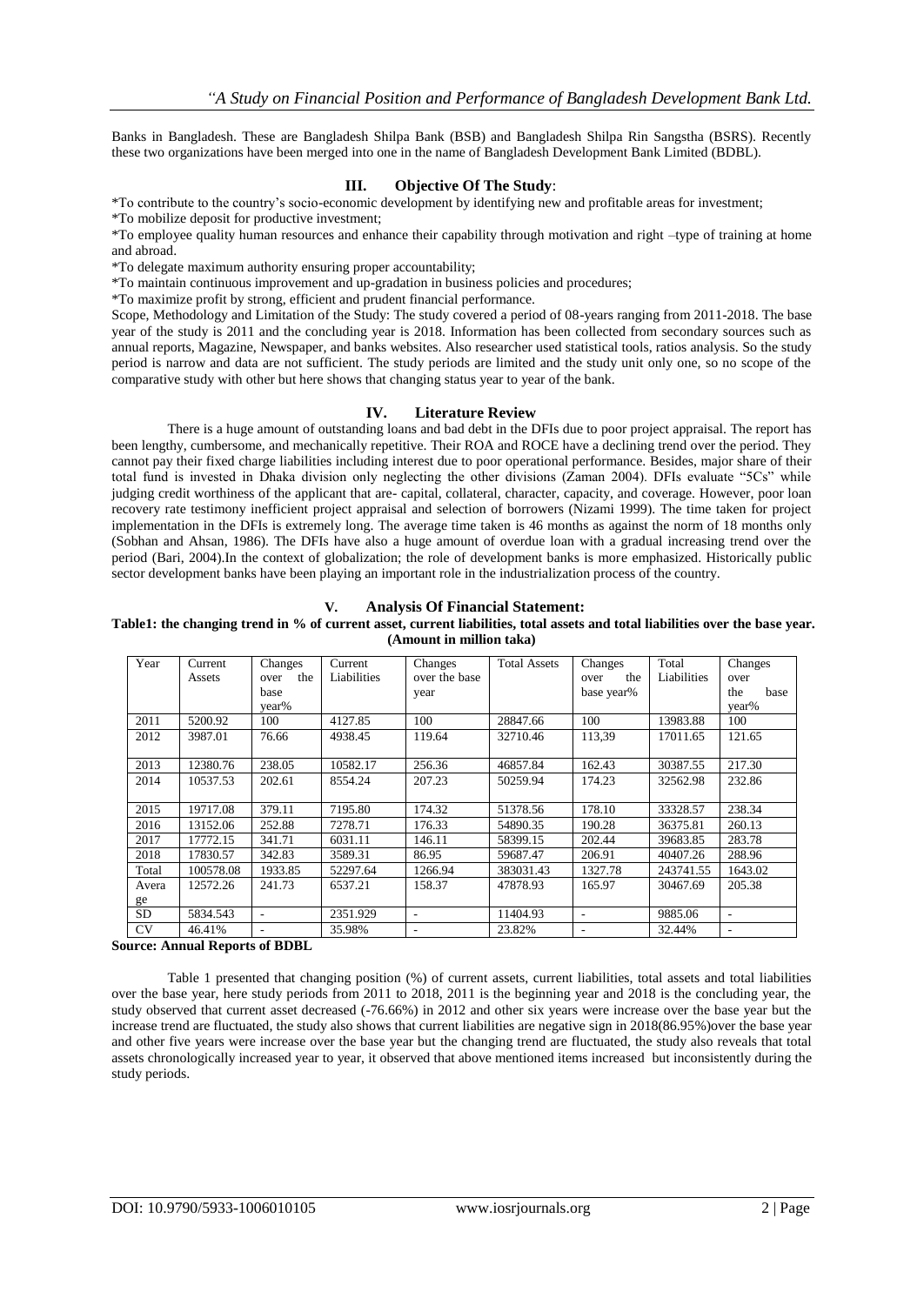Banks in Bangladesh. These are Bangladesh Shilpa Bank (BSB) and Bangladesh Shilpa Rin Sangstha (BSRS). Recently these two organizations have been merged into one in the name of Bangladesh Development Bank Limited (BDBL).

## III. Objective Of The Study:

*To contribute to the country's socio-economic development by identifying new and profitable areas for investment;
*To mobilize deposit for productive investment;
*To employee quality human resources and enhance their capability through motivation and right –type of training at home and abroad.
*To delegate maximum authority ensuring proper accountability;
*To maintain continuous improvement and up-gradation in business policies and procedures;
*To maximize profit by strong, efficient and prudent financial performance.

Scope, Methodology and Limitation of the Study: The study covered a period of 08-years ranging from 2011-2018. The base year of the study is 2011 and the concluding year is 2018. Information has been collected from secondary sources such as annual reports, Magazine, Newspaper, and banks websites. Also researcher used statistical tools, ratios analysis. So the study period is narrow and data are not sufficient. The study periods are limited and the study unit only one, so no scope of the comparative study with other but here shows that changing status year to year of the bank.

## IV. Literature Review

There is a huge amount of outstanding loans and bad debt in the DFIs due to poor project appraisal. The report has been lengthy, cumbersome, and mechanically repetitive. Their ROA and ROCE have a declining trend over the period. They cannot pay their fixed charge liabilities including interest due to poor operational performance. Besides, major share of their total fund is invested in Dhaka division only neglecting the other divisions (Zaman 2004). DFIs evaluate "5Cs" while judging credit worthiness of the applicant that are- capital, collateral, character, capacity, and coverage. However, poor loan recovery rate testimony inefficient project appraisal and selection of borrowers (Nizami 1999). The time taken for project implementation in the DFIs is extremely long. The average time taken is 46 months as against the norm of 18 months only (Sobhan and Ahsan, 1986). The DFIs have also a huge amount of overdue loan with a gradual increasing trend over the period (Bari, 2004).In the context of globalization; the role of development banks is more emphasized. Historically public sector development banks have been playing an important role in the industrialization process of the country.

## V. Analysis Of Financial Statement:

**Table1: the changing trend in % of current asset, current liabilities, total assets and total liabilities over the base year. (Amount in million taka)**

| Year | Current Assets | Changes over the base year% | Current Liabilities | Changes over the base year | Total Assets | Changes over the base year% | Total Liabilities | Changes over the base year% |
|---|---|---|---|---|---|---|---|---|
| 2011 | 5200.92 | 100 | 4127.85 | 100 | 28847.66 | 100 | 13983.88 | 100 |
| 2012 | 3987.01 | 76.66 | 4938.45 | 119.64 | 32710.46 | 113,39 | 17011.65 | 121.65 |
| 2013 | 12380.76 | 238.05 | 10582.17 | 256.36 | 46857.84 | 162.43 | 30387.55 | 217.30 |
| 2014 | 10537.53 | 202.61 | 8554.24 | 207.23 | 50259.94 | 174.23 | 32562.98 | 232.86 |
| 2015 | 19717.08 | 379.11 | 7195.80 | 174.32 | 51378.56 | 178.10 | 33328.57 | 238.34 |
| 2016 | 13152.06 | 252.88 | 7278.71 | 176.33 | 54890.35 | 190.28 | 36375.81 | 260.13 |
| 2017 | 17772.15 | 341.71 | 6031.11 | 146.11 | 58399.15 | 202.44 | 39683.85 | 283.78 |
| 2018 | 17830.57 | 342.83 | 3589.31 | 86.95 | 59687.47 | 206.91 | 40407.26 | 288.96 |
| Total | 100578.08 | 1933.85 | 52297.64 | 1266.94 | 383031.43 | 1327.78 | 243741.55 | 1643.02 |
| Average | 12572.26 | 241.73 | 6537.21 | 158.37 | 47878.93 | 165.97 | 30467.69 | 205.38 |
| SD | 5834.543 | - | 2351.929 | - | 11404.93 | - | 9885.06 | - |
| CV | 46.41% | - | 35.98% | - | 23.82% | - | 32.44% | - |

**Source: Annual Reports of BDBL**

Table 1 presented that changing position (%) of current assets, current liabilities, total assets and total liabilities over the base year, here study periods from 2011 to 2018, 2011 is the beginning year and 2018 is the concluding year, the study observed that current asset decreased (-76.66%) in 2012 and other six years were increase over the base year but the increase trend are fluctuated, the study also shows that current liabilities are negative sign in 2018(86.95%)over the base year and other five years were increase over the base year but the changing trend are fluctuated, the study also reveals that total assets chronologically increased year to year, it observed that above mentioned items increased but inconsistently during the study periods.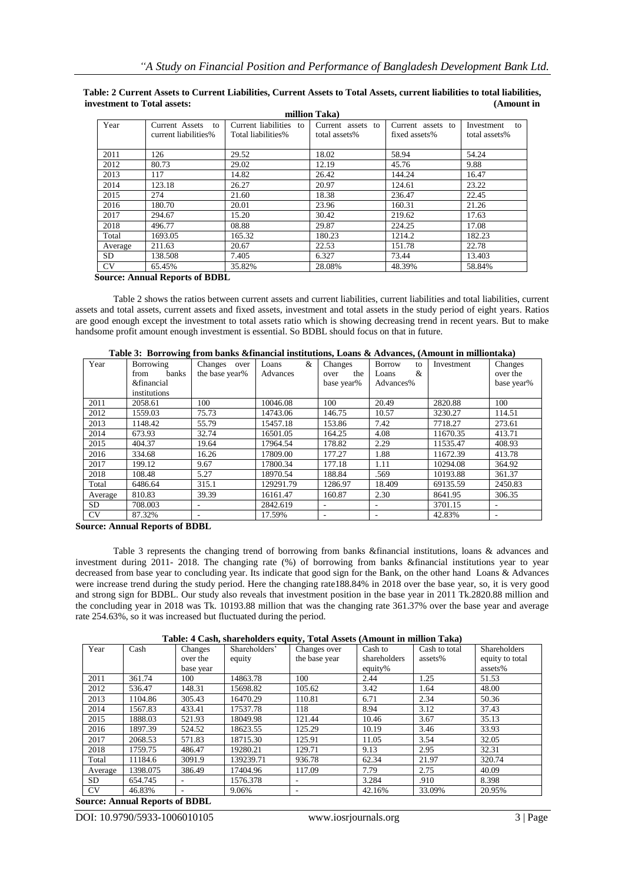**Table: 2 Current Assets to Current Liabilities, Current Assets to Total Assets, current liabilities to total liabilities, investment to Total assets: (Amount in million Taka)**

| Year | Current Assets to current liabilities% | Current liabilities to Total liabilities% | Current assets to total assets% | Current assets to fixed assets% | Investment to total assets% |
|---|---|---|---|---|---|
| 2011 | 126 | 29.52 | 18.02 | 58.94 | 54.24 |
| 2012 | 80.73 | 29.02 | 12.19 | 45.76 | 9.88 |
| 2013 | 117 | 14.82 | 26.42 | 144.24 | 16.47 |
| 2014 | 123.18 | 26.27 | 20.97 | 124.61 | 23.22 |
| 2015 | 274 | 21.60 | 18.38 | 236.47 | 22.45 |
| 2016 | 180.70 | 20.01 | 23.96 | 160.31 | 21.26 |
| 2017 | 294.67 | 15.20 | 30.42 | 219.62 | 17.63 |
| 2018 | 496.77 | 08.88 | 29.87 | 224.25 | 17.08 |
| Total | 1693.05 | 165.32 | 180.23 | 1214.2 | 182.23 |
| Average | 211.63 | 20.67 | 22.53 | 151.78 | 22.78 |
| SD | 138.508 | 7.405 | 6.327 | 73.44 | 13.403 |
| CV | 65.45% | 35.82% | 28.08% | 48.39% | 58.84% |

**Source: Annual Reports of BDBL**

Table 2 shows the ratios between current assets and current liabilities, current liabilities and total liabilities, current assets and total assets, current assets and fixed assets, investment and total assets in the study period of eight years. Ratios are good enough except the investment to total assets ratio which is showing decreasing trend in recent years. But to make handsome profit amount enough investment is essential. So BDBL should focus on that in future.

**Table 3: Borrowing from banks &financial institutions, Loans & Advances, (Amount in milliontaka)**

| Year | Borrowing from banks &financial institutions | Changes over the base year% | Loans & Advances | Changes over the base year% | Borrow to Loans & Advances% | Investment | Changes over the base year% |
|---|---|---|---|---|---|---|---|
| 2011 | 2058.61 | 100 | 10046.08 | 100 | 20.49 | 2820.88 | 100 |
| 2012 | 1559.03 | 75.73 | 14743.06 | 146.75 | 10.57 | 3230.27 | 114.51 |
| 2013 | 1148.42 | 55.79 | 15457.18 | 153.86 | 7.42 | 7718.27 | 273.61 |
| 2014 | 673.93 | 32.74 | 16501.05 | 164.25 | 4.08 | 11670.35 | 413.71 |
| 2015 | 404.37 | 19.64 | 17964.54 | 178.82 | 2.29 | 11535.47 | 408.93 |
| 2016 | 334.68 | 16.26 | 17809.00 | 177.27 | 1.88 | 11672.39 | 413.78 |
| 2017 | 199.12 | 9.67 | 17800.34 | 177.18 | 1.11 | 10294.08 | 364.92 |
| 2018 | 108.48 | 5.27 | 18970.54 | 188.84 | .569 | 10193.88 | 361.37 |
| Total | 6486.64 | 315.1 | 129291.79 | 1286.97 | 18.409 | 69135.59 | 2450.83 |
| Average | 810.83 | 39.39 | 16161.47 | 160.87 | 2.30 | 8641.95 | 306.35 |
| SD | 708.003 | - | 2842.619 | - | - | 3701.15 | - |
| CV | 87.32% | - | 17.59% | - | - | 42.83% | - |

**Source: Annual Reports of BDBL**

Table 3 represents the changing trend of borrowing from banks &financial institutions, loans & advances and investment during 2011- 2018. The changing rate (%) of borrowing from banks &financial institutions year to year decreased from base year to concluding year. Its indicate that good sign for the Bank, on the other hand Loans & Advances were increase trend during the study period. Here the changing rate188.84% in 2018 over the base year, so, it is very good and strong sign for BDBL. Our study also reveals that investment position in the base year in 2011 Tk.2820.88 million and the concluding year in 2018 was Tk. 10193.88 million that was the changing rate 361.37% over the base year and average rate 254.63%, so it was increased but fluctuated during the period.

**Table: 4 Cash, shareholders equity, Total Assets (Amount in million Taka)**

| Year | Cash | Changes over the base year | Shareholders' equity | Changes over the base year | Cash to shareholders equity% | Cash to total assets% | Shareholders equity to total assets% |
|---|---|---|---|---|---|---|---|
| 2011 | 361.74 | 100 | 14863.78 | 100 | 2.44 | 1.25 | 51.53 |
| 2012 | 536.47 | 148.31 | 15698.82 | 105.62 | 3.42 | 1.64 | 48.00 |
| 2013 | 1104.86 | 305.43 | 16470.29 | 110.81 | 6.71 | 2.34 | 50.36 |
| 2014 | 1567.83 | 433.41 | 17537.78 | 118 | 8.94 | 3.12 | 37.43 |
| 2015 | 1888.03 | 521.93 | 18049.98 | 121.44 | 10.46 | 3.67 | 35.13 |
| 2016 | 1897.39 | 524.52 | 18623.55 | 125.29 | 10.19 | 3.46 | 33.93 |
| 2017 | 2068.53 | 571.83 | 18715.30 | 125.91 | 11.05 | 3.54 | 32.05 |
| 2018 | 1759.75 | 486.47 | 19280.21 | 129.71 | 9.13 | 2.95 | 32.31 |
| Total | 11184.6 | 3091.9 | 139239.71 | 936.78 | 62.34 | 21.97 | 320.74 |
| Average | 1398.075 | 386.49 | 17404.96 | 117.09 | 7.79 | 2.75 | 40.09 |
| SD | 654.745 | - | 1576.378 | - | 3.284 | .910 | 8.398 |
| CV | 46.83% | - | 9.06% | - | 42.16% | 33.09% | 20.95% |

**Source: Annual Reports of BDBL**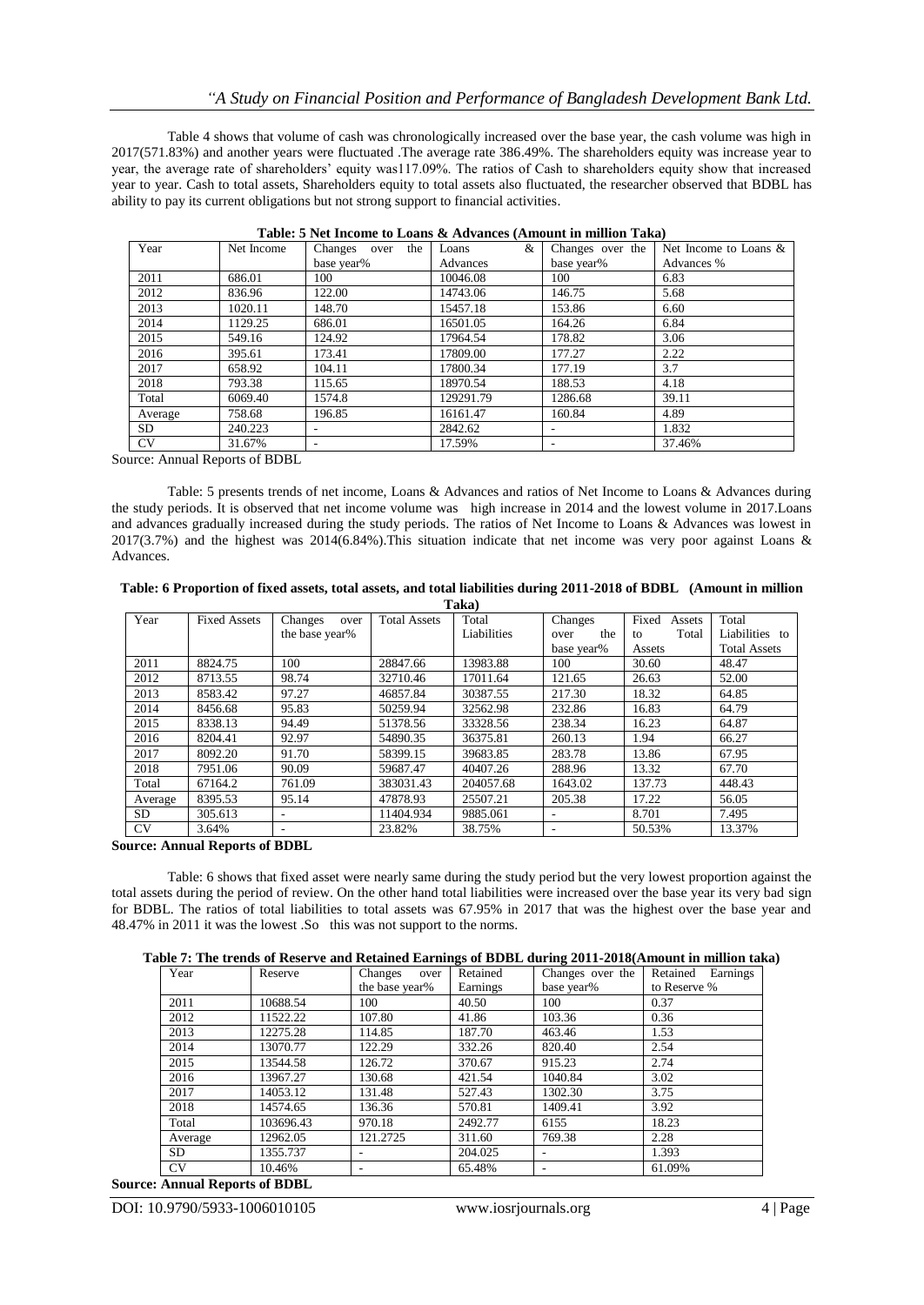Table 4 shows that volume of cash was chronologically increased over the base year, the cash volume was high in 2017(571.83%) and another years were fluctuated .The average rate 386.49%. The shareholders equity was increase year to year, the average rate of shareholders' equity was117.09%. The ratios of Cash to shareholders equity show that increased year to year. Cash to total assets, Shareholders equity to total assets also fluctuated, the researcher observed that BDBL has ability to pay its current obligations but not strong support to financial activities.

**Table: 5 Net Income to Loans & Advances (Amount in million Taka)**

| Year | Net Income | Changes over the base year% | Loans & Advances | Changes over the base year% | Net Income to Loans & Advances % |
|---|---|---|---|---|---|
| 2011 | 686.01 | 100 | 10046.08 | 100 | 6.83 |
| 2012 | 836.96 | 122.00 | 14743.06 | 146.75 | 5.68 |
| 2013 | 1020.11 | 148.70 | 15457.18 | 153.86 | 6.60 |
| 2014 | 1129.25 | 686.01 | 16501.05 | 164.26 | 6.84 |
| 2015 | 549.16 | 124.92 | 17964.54 | 178.82 | 3.06 |
| 2016 | 395.61 | 173.41 | 17809.00 | 177.27 | 2.22 |
| 2017 | 658.92 | 104.11 | 17800.34 | 177.19 | 3.7 |
| 2018 | 793.38 | 115.65 | 18970.54 | 188.53 | 4.18 |
| Total | 6069.40 | 1574.8 | 129291.79 | 1286.68 | 39.11 |
| Average | 758.68 | 196.85 | 16161.47 | 160.84 | 4.89 |
| SD | 240.223 | - | 2842.62 | - | 1.832 |
| CV | 31.67% | - | 17.59% | - | 37.46% |

Source: Annual Reports of BDBL

Table: 5 presents trends of net income, Loans & Advances and ratios of Net Income to Loans & Advances during the study periods. It is observed that net income volume was high increase in 2014 and the lowest volume in 2017.Loans and advances gradually increased during the study periods. The ratios of Net Income to Loans & Advances was lowest in 2017(3.7%) and the highest was 2014(6.84%).This situation indicate that net income was very poor against Loans & Advances.

**Table: 6 Proportion of fixed assets, total assets, and total liabilities during 2011-2018 of BDBL (Amount in million Taka)**

| Year | Fixed Assets | Changes over the base year% | Total Assets | Total Liabilities | Changes over the base year% | Fixed Assets to Total Assets | Total Liabilities to Total Assets |
|---|---|---|---|---|---|---|---|
| 2011 | 8824.75 | 100 | 28847.66 | 13983.88 | 100 | 30.60 | 48.47 |
| 2012 | 8713.55 | 98.74 | 32710.46 | 17011.64 | 121.65 | 26.63 | 52.00 |
| 2013 | 8583.42 | 97.27 | 46857.84 | 30387.55 | 217.30 | 18.32 | 64.85 |
| 2014 | 8456.68 | 95.83 | 50259.94 | 32562.98 | 232.86 | 16.83 | 64.79 |
| 2015 | 8338.13 | 94.49 | 51378.56 | 33328.56 | 238.34 | 16.23 | 64.87 |
| 2016 | 8204.41 | 92.97 | 54890.35 | 36375.81 | 260.13 | 1.94 | 66.27 |
| 2017 | 8092.20 | 91.70 | 58399.15 | 39683.85 | 283.78 | 13.86 | 67.95 |
| 2018 | 7951.06 | 90.09 | 59687.47 | 40407.26 | 288.96 | 13.32 | 67.70 |
| Total | 67164.2 | 761.09 | 383031.43 | 204057.68 | 1643.02 | 137.73 | 448.43 |
| Average | 8395.53 | 95.14 | 47878.93 | 25507.21 | 205.38 | 17.22 | 56.05 |
| SD | 305.613 | - | 11404.934 | 9885.061 | - | 8.701 | 7.495 |
| CV | 3.64% | - | 23.82% | 38.75% | - | 50.53% | 13.37% |

**Source: Annual Reports of BDBL**

Table: 6 shows that fixed asset were nearly same during the study period but the very lowest proportion against the total assets during the period of review. On the other hand total liabilities were increased over the base year its very bad sign for BDBL. The ratios of total liabilities to total assets was 67.95% in 2017 that was the highest over the base year and 48.47% in 2011 it was the lowest .So this was not support to the norms.

**Table 7: The trends of Reserve and Retained Earnings of BDBL during 2011-2018(Amount in million taka)**

| Year | Reserve | Changes over the base year% | Retained Earnings | Changes over the base year% | Retained Earnings to Reserve % |
|---|---|---|---|---|---|
| 2011 | 10688.54 | 100 | 40.50 | 100 | 0.37 |
| 2012 | 11522.22 | 107.80 | 41.86 | 103.36 | 0.36 |
| 2013 | 12275.28 | 114.85 | 187.70 | 463.46 | 1.53 |
| 2014 | 13070.77 | 122.29 | 332.26 | 820.40 | 2.54 |
| 2015 | 13544.58 | 126.72 | 370.67 | 915.23 | 2.74 |
| 2016 | 13967.27 | 130.68 | 421.54 | 1040.84 | 3.02 |
| 2017 | 14053.12 | 131.48 | 527.43 | 1302.30 | 3.75 |
| 2018 | 14574.65 | 136.36 | 570.81 | 1409.41 | 3.92 |
| Total | 103696.43 | 970.18 | 2492.77 | 6155 | 18.23 |
| Average | 12962.05 | 121.2725 | 311.60 | 769.38 | 2.28 |
| SD | 1355.737 | - | 204.025 | - | 1.393 |
| CV | 10.46% | - | 65.48% | - | 61.09% |

**Source: Annual Reports of BDBL**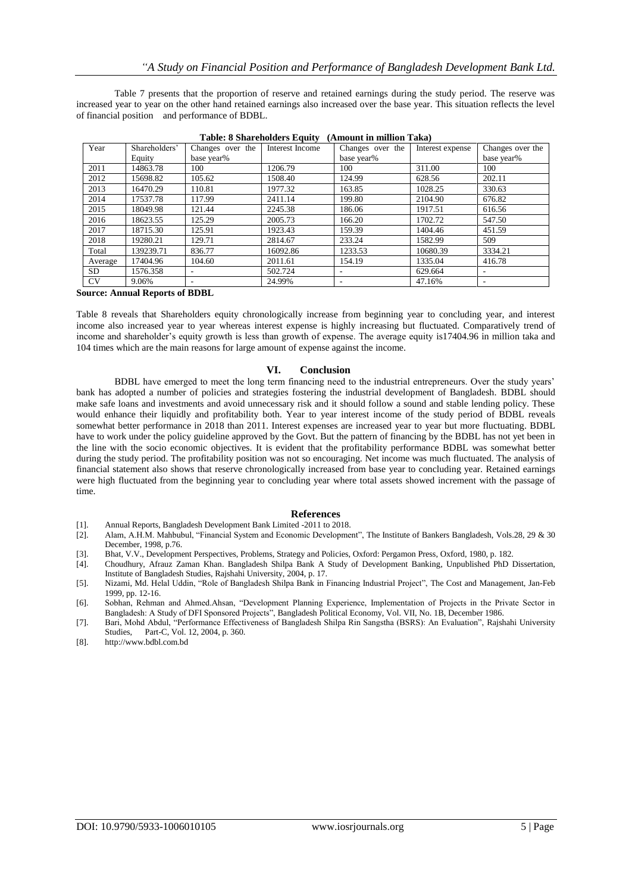Table 7 presents that the proportion of reserve and retained earnings during the study period. The reserve was increased year to year on the other hand retained earnings also increased over the base year. This situation reflects the level of financial position and performance of BDBL.

**Table: 8 Shareholders Equity (Amount in million Taka)**

| Year | Shareholders' Equity | Changes over the base year% | Interest Income | Changes over the base year% | Interest expense | Changes over the base year% |
|---|---|---|---|---|---|---|
| 2011 | 14863.78 | 100 | 1206.79 | 100 | 311.00 | 100 |
| 2012 | 15698.82 | 105.62 | 1508.40 | 124.99 | 628.56 | 202.11 |
| 2013 | 16470.29 | 110.81 | 1977.32 | 163.85 | 1028.25 | 330.63 |
| 2014 | 17537.78 | 117.99 | 2411.14 | 199.80 | 2104.90 | 676.82 |
| 2015 | 18049.98 | 121.44 | 2245.38 | 186.06 | 1917.51 | 616.56 |
| 2016 | 18623.55 | 125.29 | 2005.73 | 166.20 | 1702.72 | 547.50 |
| 2017 | 18715.30 | 125.91 | 1923.43 | 159.39 | 1404.46 | 451.59 |
| 2018 | 19280.21 | 129.71 | 2814.67 | 233.24 | 1582.99 | 509 |
| Total | 139239.71 | 836.77 | 16092.86 | 1233.53 | 10680.39 | 3334.21 |
| Average | 17404.96 | 104.60 | 2011.61 | 154.19 | 1335.04 | 416.78 |
| SD | 1576.358 | - | 502.724 | - | 629.664 | - |
| CV | 9.06% | - | 24.99% | - | 47.16% | - |

**Source: Annual Reports of BDBL**

Table 8 reveals that Shareholders equity chronologically increase from beginning year to concluding year, and interest income also increased year to year whereas interest expense is highly increasing but fluctuated. Comparatively trend of income and shareholder's equity growth is less than growth of expense. The average equity is17404.96 in million taka and 104 times which are the main reasons for large amount of expense against the income.

## VI. Conclusion

BDBL have emerged to meet the long term financing need to the industrial entrepreneurs. Over the study years' bank has adopted a number of policies and strategies fostering the industrial development of Bangladesh. BDBL should make safe loans and investments and avoid unnecessary risk and it should follow a sound and stable lending policy. These would enhance their liquidly and profitability both. Year to year interest income of the study period of BDBL reveals somewhat better performance in 2018 than 2011. Interest expenses are increased year to year but more fluctuating. BDBL have to work under the policy guideline approved by the Govt. But the pattern of financing by the BDBL has not yet been in the line with the socio economic objectives. It is evident that the profitability performance BDBL was somewhat better during the study period. The profitability position was not so encouraging. Net income was much fluctuated. The analysis of financial statement also shows that reserve chronologically increased from base year to concluding year. Retained earnings were high fluctuated from the beginning year to concluding year where total assets showed increment with the passage of time.

## References

[1]. Annual Reports, Bangladesh Development Bank Limited -2011 to 2018.

[2]. Alam, A.H.M. Mahbubul, "Financial System and Economic Development", The Institute of Bankers Bangladesh, Vols.28, 29 & 30 December, 1998, p.76.

[3]. Bhat, V.V., Development Perspectives, Problems, Strategy and Policies, Oxford: Pergamon Press, Oxford, 1980, p. 182.

[4]. Choudhury, Afrauz Zaman Khan. Bangladesh Shilpa Bank A Study of Development Banking, Unpublished PhD Dissertation, Institute of Bangladesh Studies, Rajshahi University, 2004, p. 17.

[5]. Nizami, Md. Helal Uddin, "Role of Bangladesh Shilpa Bank in Financing Industrial Project", The Cost and Management, Jan-Feb 1999, pp. 12-16.

[6]. Sobhan, Rehman and Ahmed.Ahsan, "Development Planning Experience, Implementation of Projects in the Private Sector in Bangladesh: A Study of DFI Sponsored Projects", Bangladesh Political Economy, Vol. VII, No. 1B, December 1986.

[7]. Bari, Mohd Abdul, "Performance Effectiveness of Bangladesh Shilpa Rin Sangstha (BSRS): An Evaluation", Rajshahi University Studies, Part-C, Vol. 12, 2004, p. 360.

[8]. http://www.bdbl.com.bd